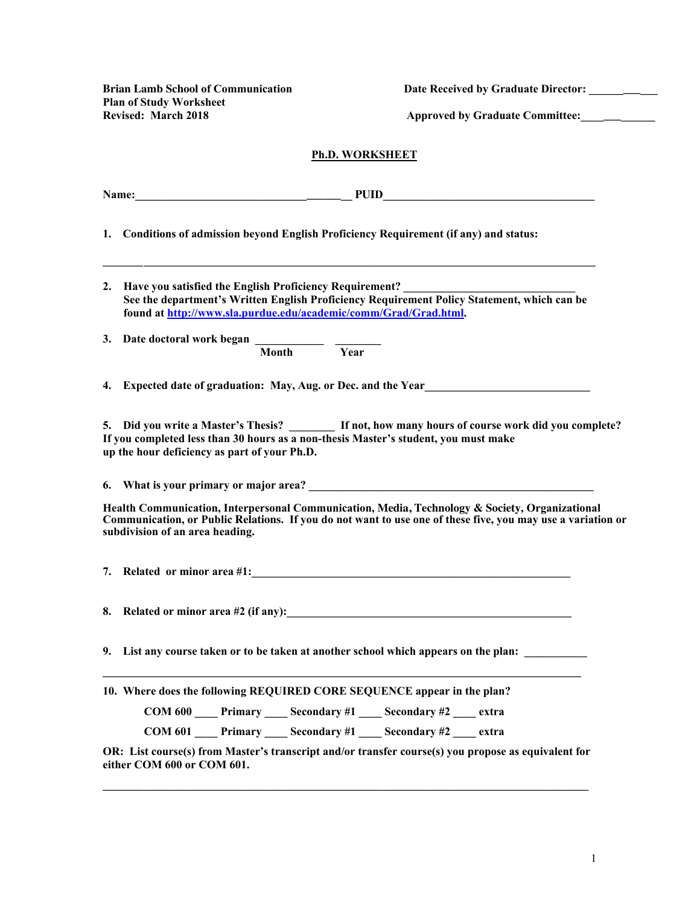**Brian Lamb School of Communication**
**Plan of Study Worksheet**
**Revised: March 2018**

**Date Received by Graduate Director: ______ ___ ___**

**Approved by Graduate Committee: ____ ___ ______**

## Ph.D. WORKSHEET

**Name:** ______________________________ ______ __ **PUID** ______________________________________

1. **Conditions of admission beyond English Proficiency Requirement (if any) and status:**

_______ ______________________________________________________________________________

2. **Have you satisfied the English Proficiency Requirement?** ______________________________
   **See the department's Written English Proficiency Requirement Policy Statement, which can be found at [http://www.sla.purdue.edu/academic/comm/Grad/Grad.html](http://www.sla.purdue.edu/academic/comm/Grad/Grad.html).**

3. **Date doctoral work began** ____________ ________
   **Month Year**

4. **Expected date of graduation: May, Aug. or Dec. and the Year** _____________________________

5. **Did you write a Master's Thesis?** ________ **If not, how many hours of course work did you complete?**
**If you completed less than 30 hours as a non-thesis Master's student, you must make up the hour deficiency as part of your Ph.D.**

6. **What is your primary or major area?** ___________________________________________________

**Health Communication, Interpersonal Communication, Media, Technology & Society, Organizational Communication, or Public Relations. If you do not want to use one of these five, you may use a variation or subdivision of an area heading.**

7. **Related or minor area #1:** __________________________________________________________

8. **Related or minor area #2 (if any):** __________________________________________________

9. **List any course taken or to be taken at another school which appears on the plan:** ___________

________________________________________________________________________________

10. **Where does the following REQUIRED CORE SEQUENCE appear in the plan?**

    **COM 600** ____ **Primary** ____ **Secondary #1** ____ **Secondary #2** ____ **extra**

    **COM 601** ____ **Primary** ____ **Secondary #1** ____ **Secondary #2** ____ **extra**

**OR: List course(s) from Master's transcript and/or transfer course(s) you propose as equivalent for either COM 600 or COM 601.**

________________________________________________________________________________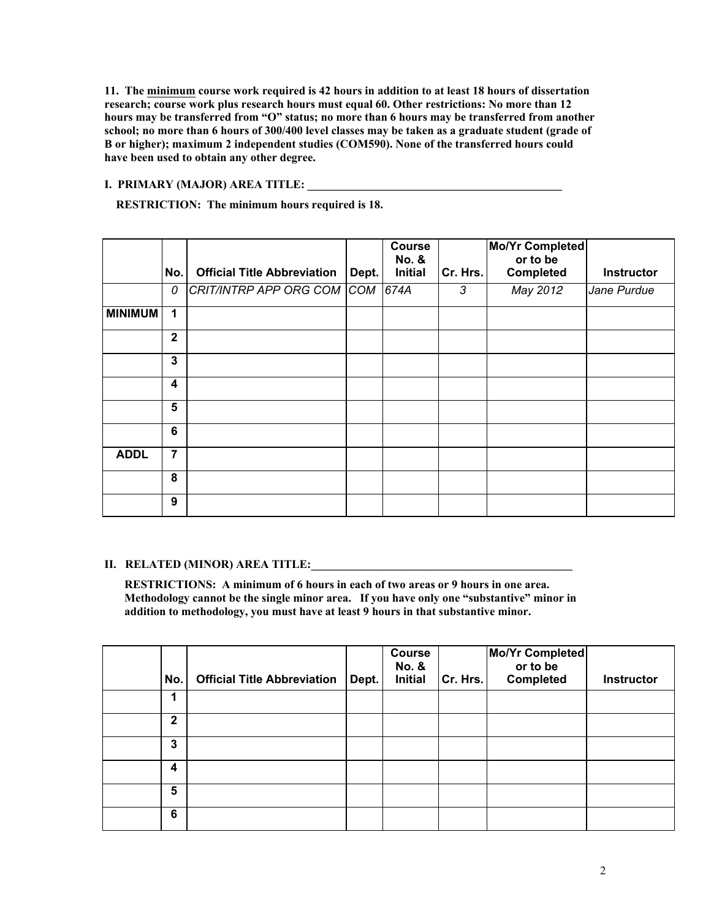**11. The minimum course work required is 42 hours in addition to at least 18 hours of dissertation research; course work plus research hours must equal 60. Other restrictions: No more than 12 hours may be transferred from "O" status; no more than 6 hours may be transferred from another school; no more than 6 hours of 300/400 level classes may be taken as a graduate student (grade of B or higher); maximum 2 independent studies (COM590). None of the transferred hours could have been used to obtain any other degree.**

**I. PRIMARY (MAJOR) AREA TITLE: ______________________________________________**

**RESTRICTION: The minimum hours required is 18.**

| | No. | Official Title Abbreviation | Dept. | Course No. & Initial | Cr. Hrs. | Mo/Yr Completed or to be Completed | Instructor |
|---|---|---|---|---|---|---|---|
| | *0* | *CRIT/INTRP APP ORG COM* | *COM* | *674A* | *3* | *May 2012* | *Jane Purdue* |
| **MINIMUM** | **1** | | | | | | |
| | **2** | | | | | | |
| | **3** | | | | | | |
| | **4** | | | | | | |
| | **5** | | | | | | |
| | **6** | | | | | | |
| **ADDL** | **7** | | | | | | |
| | **8** | | | | | | |
| | **9** | | | | | | |

**II. RELATED (MINOR) AREA TITLE:_______________________________________________**

**RESTRICTIONS: A minimum of 6 hours in each of two areas or 9 hours in one area. Methodology cannot be the single minor area. If you have only one "substantive" minor in addition to methodology, you must have at least 9 hours in that substantive minor.**

| | No. | Official Title Abbreviation | Dept. | Course No. & Initial | Cr. Hrs. | Mo/Yr Completed or to be Completed | Instructor |
|---|---|---|---|---|---|---|---|
| | **1** | | | | | | |
| | **2** | | | | | | |
| | **3** | | | | | | |
| | **4** | | | | | | |
| | **5** | | | | | | |
| | **6** | | | | | | |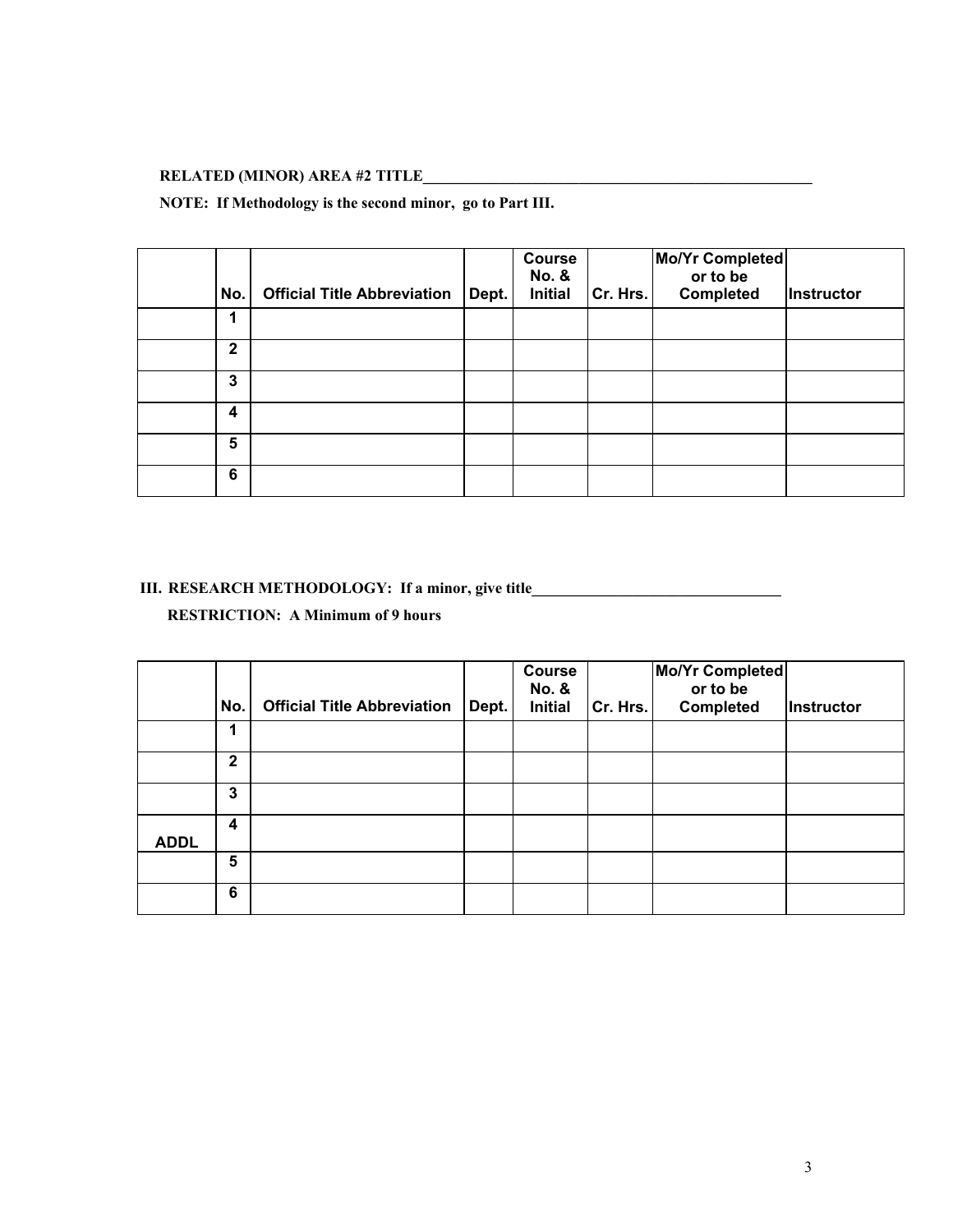**RELATED (MINOR) AREA #2 TITLE_____________________________________________________**

**NOTE: If Methodology is the second minor, go to Part III.**

| | No. | Official Title Abbreviation | Dept. | Course No. & Initial | Cr. Hrs. | Mo/Yr Completed or to be Completed | Instructor |
|---|---|---|---|---|---|---|---|
| | 1 | | | | | | |
| | 2 | | | | | | |
| | 3 | | | | | | |
| | 4 | | | | | | |
| | 5 | | | | | | |
| | 6 | | | | | | |

**III. RESEARCH METHODOLOGY: If a minor, give title_________________________________**

**RESTRICTION: A Minimum of 9 hours**

| | No. | Official Title Abbreviation | Dept. | Course No. & Initial | Cr. Hrs. | Mo/Yr Completed or to be Completed | Instructor |
|---|---|---|---|---|---|---|---|
| | 1 | | | | | | |
| | 2 | | | | | | |
| | 3 | | | | | | |
| ADDL | 4 | | | | | | |
| | 5 | | | | | | |
| | 6 | | | | | | |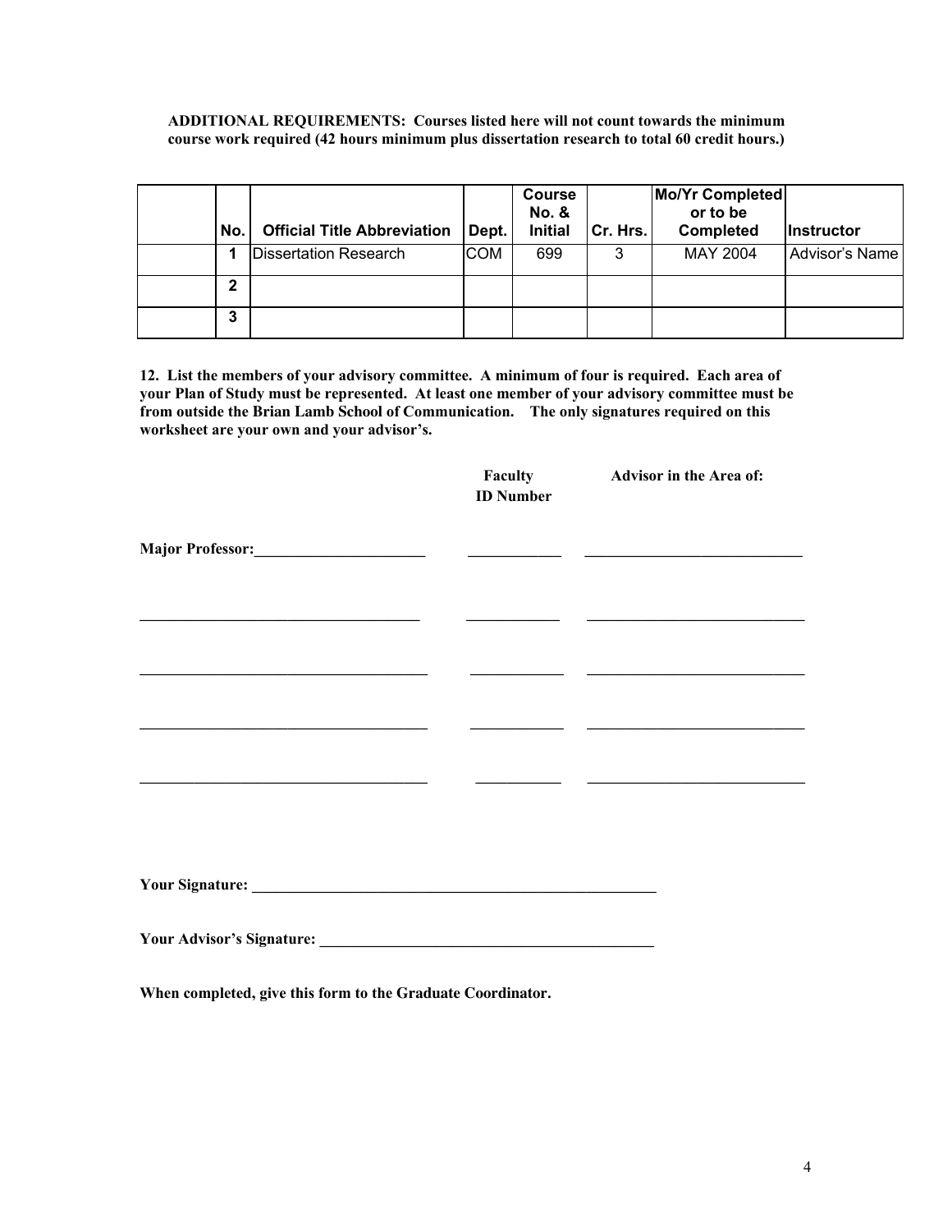**ADDITIONAL REQUIREMENTS: Courses listed here will not count towards the minimum course work required (42 hours minimum plus dissertation research to total 60 credit hours.)**

| | No. | Official Title Abbreviation | Dept. | Course No. & Initial | Cr. Hrs. | Mo/Yr Completed or to be Completed | Instructor |
|---|---|---|---|---|---|---|---|
| | 1 | Dissertation Research | COM | 699 | 3 | MAY 2004 | Advisor's Name |
| | 2 | | | | | | |
| | 3 | | | | | | |

**12. List the members of your advisory committee. A minimum of four is required. Each area of your Plan of Study must be represented. At least one member of your advisory committee must be from outside the Brian Lamb School of Communication. The only signatures required on this worksheet are your own and your advisor's.**

| | Faculty ID Number | Advisor in the Area of: |
|---|---|---|
| **Major Professor:**______________________ | ____________ | ____________________________ |
| ____________________________________ | ____________ | ____________________________ |
| ____________________________________ | ____________ | ____________________________ |
| ____________________________________ | ____________ | ____________________________ |
| ____________________________________ | ____________ | ____________________________ |

**Your Signature:** ________________________________________________________

**Your Advisor's Signature:** ____________________________________________

**When completed, give this form to the Graduate Coordinator.**